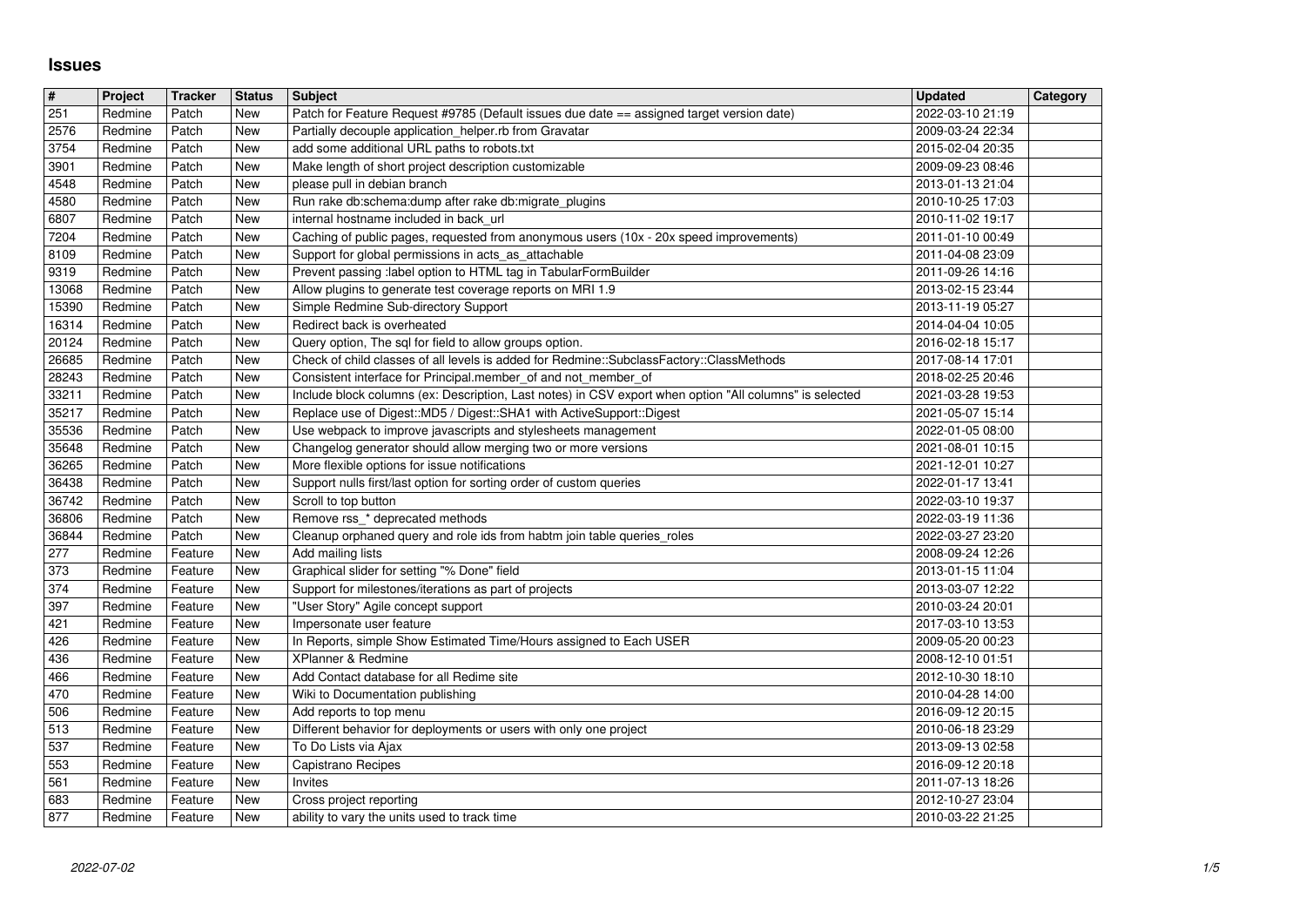# Issues

| # | Project | Tracker | Status | Subject | Updated | Category |
|---|---|---|---|---|---|---|
| 251 | Redmine | Patch | New | Patch for Feature Request #9785 (Default issues due date == assigned target version date) | 2022-03-10 21:19 | |
| 2576 | Redmine | Patch | New | Partially decouple application_helper.rb from Gravatar | 2009-03-24 22:34 | |
| 3754 | Redmine | Patch | New | add some additional URL paths to robots.txt | 2015-02-04 20:35 | |
| 3901 | Redmine | Patch | New | Make length of short project description customizable | 2009-09-23 08:46 | |
| 4548 | Redmine | Patch | New | please pull in debian branch | 2013-01-13 21:04 | |
| 4580 | Redmine | Patch | New | Run rake db:schema:dump after rake db:migrate_plugins | 2010-10-25 17:03 | |
| 6807 | Redmine | Patch | New | internal hostname included in back_url | 2010-11-02 19:17 | |
| 7204 | Redmine | Patch | New | Caching of public pages, requested from anonymous users (10x - 20x speed improvements) | 2011-01-10 00:49 | |
| 8109 | Redmine | Patch | New | Support for global permissions in acts_as_attachable | 2011-04-08 23:09 | |
| 9319 | Redmine | Patch | New | Prevent passing :label option to HTML tag in TabularFormBuilder | 2011-09-26 14:16 | |
| 13068 | Redmine | Patch | New | Allow plugins to generate test coverage reports on MRI 1.9 | 2013-02-15 23:44 | |
| 15390 | Redmine | Patch | New | Simple Redmine Sub-directory Support | 2013-11-19 05:27 | |
| 16314 | Redmine | Patch | New | Redirect back is overheated | 2014-04-04 10:05 | |
| 20124 | Redmine | Patch | New | Query option, The sql for field to allow groups option. | 2016-02-18 15:17 | |
| 26685 | Redmine | Patch | New | Check of child classes of all levels is added for Redmine::SubclassFactory::ClassMethods | 2017-08-14 17:01 | |
| 28243 | Redmine | Patch | New | Consistent interface for Principal.member_of and not_member_of | 2018-02-25 20:46 | |
| 33211 | Redmine | Patch | New | Include block columns (ex: Description, Last notes) in CSV export when option "All columns" is selected | 2021-03-28 19:53 | |
| 35217 | Redmine | Patch | New | Replace use of Digest::MD5 / Digest::SHA1 with ActiveSupport::Digest | 2021-05-07 15:14 | |
| 35536 | Redmine | Patch | New | Use webpack to improve javascripts and stylesheets management | 2022-01-05 08:00 | |
| 35648 | Redmine | Patch | New | Changelog generator should allow merging two or more versions | 2021-08-01 10:15 | |
| 36265 | Redmine | Patch | New | More flexible options for issue notifications | 2021-12-01 10:27 | |
| 36438 | Redmine | Patch | New | Support nulls first/last option for sorting order of custom queries | 2022-01-17 13:41 | |
| 36742 | Redmine | Patch | New | Scroll to top button | 2022-03-10 19:37 | |
| 36806 | Redmine | Patch | New | Remove rss_* deprecated methods | 2022-03-19 11:36 | |
| 36844 | Redmine | Patch | New | Cleanup orphaned query and role ids from habtm join table queries_roles | 2022-03-27 23:20 | |
| 277 | Redmine | Feature | New | Add mailing lists | 2008-09-24 12:26 | |
| 373 | Redmine | Feature | New | Graphical slider for setting "% Done" field | 2013-01-15 11:04 | |
| 374 | Redmine | Feature | New | Support for milestones/iterations as part of projects | 2013-03-07 12:22 | |
| 397 | Redmine | Feature | New | "User Story" Agile concept support | 2010-03-24 20:01 | |
| 421 | Redmine | Feature | New | Impersonate user feature | 2017-03-10 13:53 | |
| 426 | Redmine | Feature | New | In Reports, simple Show Estimated Time/Hours assigned to Each USER | 2009-05-20 00:23 | |
| 436 | Redmine | Feature | New | XPlanner & Redmine | 2008-12-10 01:51 | |
| 466 | Redmine | Feature | New | Add Contact database for all Redime site | 2012-10-30 18:10 | |
| 470 | Redmine | Feature | New | Wiki to Documentation publishing | 2010-04-28 14:00 | |
| 506 | Redmine | Feature | New | Add reports to top menu | 2016-09-12 20:15 | |
| 513 | Redmine | Feature | New | Different behavior for deployments or users with only one project | 2010-06-18 23:29 | |
| 537 | Redmine | Feature | New | To Do Lists via Ajax | 2013-09-13 02:58 | |
| 553 | Redmine | Feature | New | Capistrano Recipes | 2016-09-12 20:18 | |
| 561 | Redmine | Feature | New | Invites | 2011-07-13 18:26 | |
| 683 | Redmine | Feature | New | Cross project reporting | 2012-10-27 23:04 | |
| 877 | Redmine | Feature | New | ability to vary the units used to track time | 2010-03-22 21:25 | |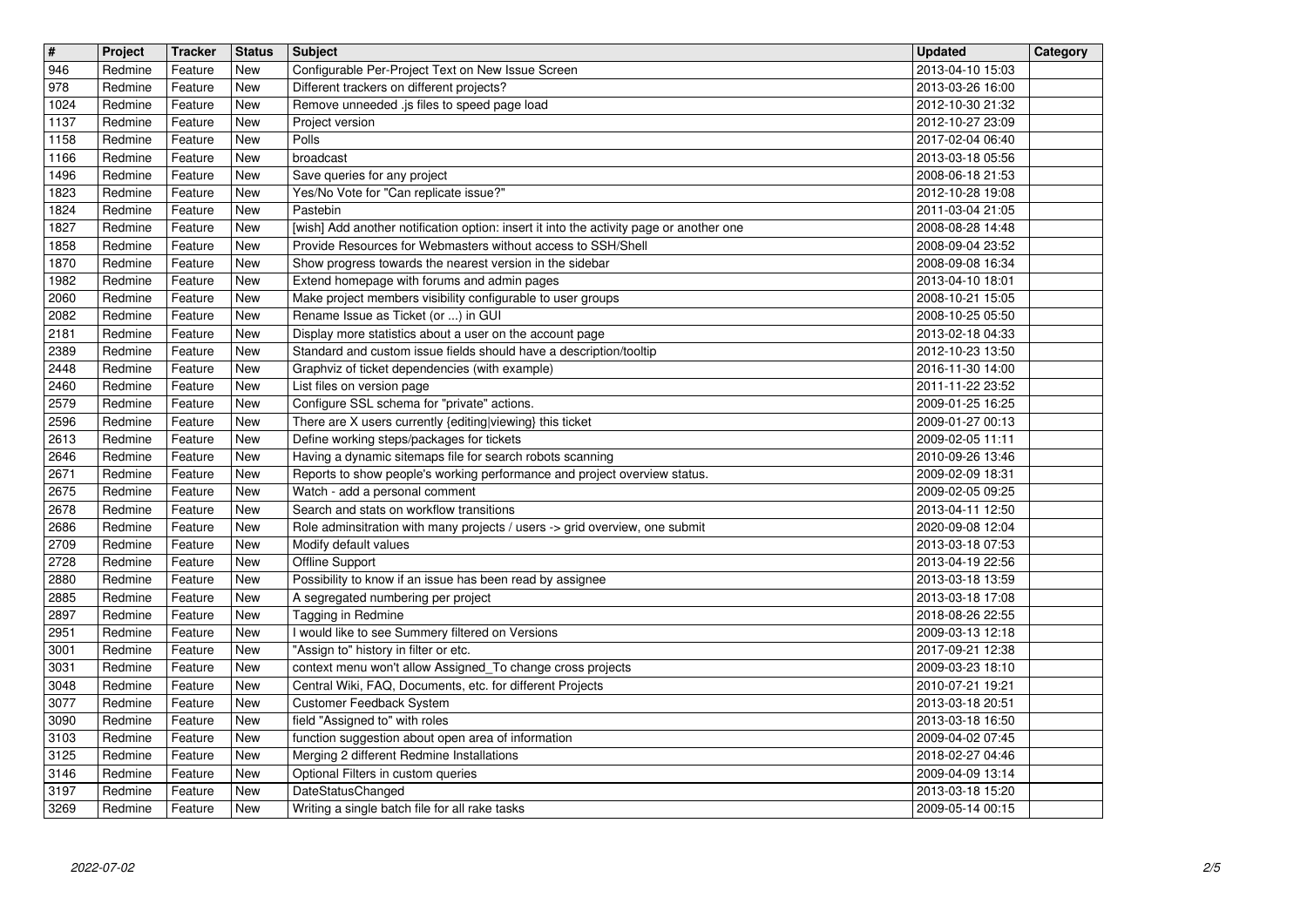| # | Project | Tracker | Status | Subject | Updated | Category |
|---|---|---|---|---|---|---|
| 946 | Redmine | Feature | New | Configurable Per-Project Text on New Issue Screen | 2013-04-10 15:03 | |
| 978 | Redmine | Feature | New | Different trackers on different projects? | 2013-03-26 16:00 | |
| 1024 | Redmine | Feature | New | Remove unneeded .js files to speed page load | 2012-10-30 21:32 | |
| 1137 | Redmine | Feature | New | Project version | 2012-10-27 23:09 | |
| 1158 | Redmine | Feature | New | Polls | 2017-02-04 06:40 | |
| 1166 | Redmine | Feature | New | broadcast | 2013-03-18 05:56 | |
| 1496 | Redmine | Feature | New | Save queries for any project | 2008-06-18 21:53 | |
| 1823 | Redmine | Feature | New | Yes/No Vote for "Can replicate issue?" | 2012-10-28 19:08 | |
| 1824 | Redmine | Feature | New | Pastebin | 2011-03-04 21:05 | |
| 1827 | Redmine | Feature | New | [wish] Add another notification option: insert it into the activity page or another one | 2008-08-28 14:48 | |
| 1858 | Redmine | Feature | New | Provide Resources for Webmasters without access to SSH/Shell | 2008-09-04 23:52 | |
| 1870 | Redmine | Feature | New | Show progress towards the nearest version in the sidebar | 2008-09-08 16:34 | |
| 1982 | Redmine | Feature | New | Extend homepage with forums and admin pages | 2013-04-10 18:01 | |
| 2060 | Redmine | Feature | New | Make project members visibility configurable to user groups | 2008-10-21 15:05 | |
| 2082 | Redmine | Feature | New | Rename Issue as Ticket (or ...) in GUI | 2008-10-25 05:50 | |
| 2181 | Redmine | Feature | New | Display more statistics about a user on the account page | 2013-02-18 04:33 | |
| 2389 | Redmine | Feature | New | Standard and custom issue fields should have a description/tooltip | 2012-10-23 13:50 | |
| 2448 | Redmine | Feature | New | Graphviz of ticket dependencies (with example) | 2016-11-30 14:00 | |
| 2460 | Redmine | Feature | New | List files on version page | 2011-11-22 23:52 | |
| 2579 | Redmine | Feature | New | Configure SSL schema for "private" actions. | 2009-01-25 16:25 | |
| 2596 | Redmine | Feature | New | There are X users currently {editing\|viewing} this ticket | 2009-01-27 00:13 | |
| 2613 | Redmine | Feature | New | Define working steps/packages for tickets | 2009-02-05 11:11 | |
| 2646 | Redmine | Feature | New | Having a dynamic sitemaps file for search robots scanning | 2010-09-26 13:46 | |
| 2671 | Redmine | Feature | New | Reports to show people's working performance and project overview status. | 2009-02-09 18:31 | |
| 2675 | Redmine | Feature | New | Watch - add a personal comment | 2009-02-05 09:25 | |
| 2678 | Redmine | Feature | New | Search and stats on workflow transitions | 2013-04-11 12:50 | |
| 2686 | Redmine | Feature | New | Role adminsitration with many projects / users -> grid overview, one submit | 2020-09-08 12:04 | |
| 2709 | Redmine | Feature | New | Modify default values | 2013-03-18 07:53 | |
| 2728 | Redmine | Feature | New | Offline Support | 2013-04-19 22:56 | |
| 2880 | Redmine | Feature | New | Possibility to know if an issue has been read by assignee | 2013-03-18 13:59 | |
| 2885 | Redmine | Feature | New | A segregated numbering per project | 2013-03-18 17:08 | |
| 2897 | Redmine | Feature | New | Tagging in Redmine | 2018-08-26 22:55 | |
| 2951 | Redmine | Feature | New | I would like to see Summery filtered on Versions | 2009-03-13 12:18 | |
| 3001 | Redmine | Feature | New | "Assign to" history in filter or etc. | 2017-09-21 12:38 | |
| 3031 | Redmine | Feature | New | context menu won't allow Assigned_To change cross projects | 2009-03-23 18:10 | |
| 3048 | Redmine | Feature | New | Central Wiki, FAQ, Documents, etc. for different Projects | 2010-07-21 19:21 | |
| 3077 | Redmine | Feature | New | Customer Feedback System | 2013-03-18 20:51 | |
| 3090 | Redmine | Feature | New | field "Assigned to" with roles | 2013-03-18 16:50 | |
| 3103 | Redmine | Feature | New | function suggestion about open area of information | 2009-04-02 07:45 | |
| 3125 | Redmine | Feature | New | Merging 2 different Redmine Installations | 2018-02-27 04:46 | |
| 3146 | Redmine | Feature | New | Optional Filters in custom queries | 2009-04-09 13:14 | |
| 3197 | Redmine | Feature | New | DateStatusChanged | 2013-03-18 15:20 | |
| 3269 | Redmine | Feature | New | Writing a single batch file for all rake tasks | 2009-05-14 00:15 | |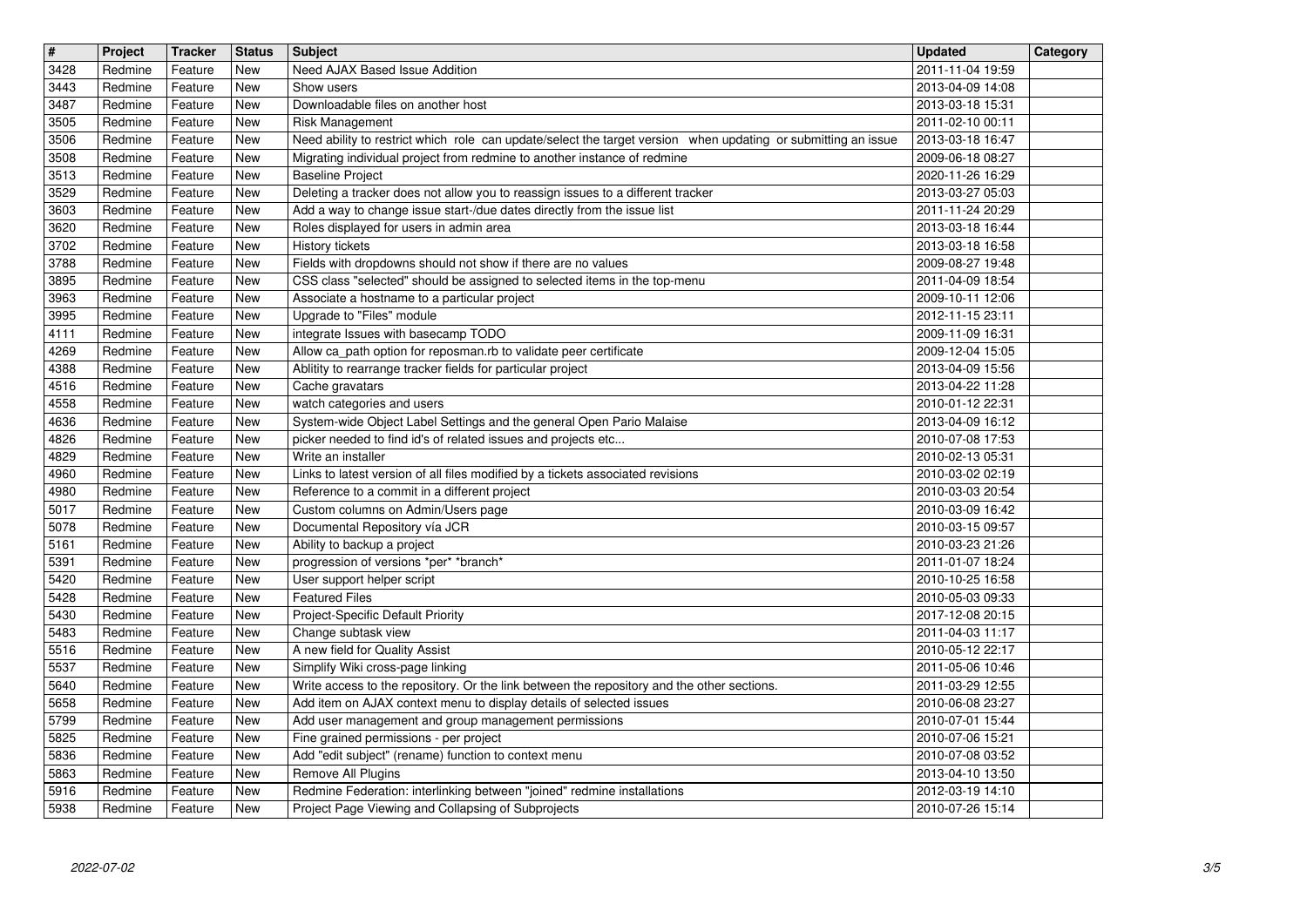| # | Project | Tracker | Status | Subject | Updated | Category |
|---|---|---|---|---|---|---|
| 3428 | Redmine | Feature | New | Need AJAX Based Issue Addition | 2011-11-04 19:59 | |
| 3443 | Redmine | Feature | New | Show users | 2013-04-09 14:08 | |
| 3487 | Redmine | Feature | New | Downloadable files on another host | 2013-03-18 15:31 | |
| 3505 | Redmine | Feature | New | Risk Management | 2011-02-10 00:11 | |
| 3506 | Redmine | Feature | New | Need ability to restrict which role can update/select the target version when updating or submitting an issue | 2013-03-18 16:47 | |
| 3508 | Redmine | Feature | New | Migrating individual project from redmine to another instance of redmine | 2009-06-18 08:27 | |
| 3513 | Redmine | Feature | New | Baseline Project | 2020-11-26 16:29 | |
| 3529 | Redmine | Feature | New | Deleting a tracker does not allow you to reassign issues to a different tracker | 2013-03-27 05:03 | |
| 3603 | Redmine | Feature | New | Add a way to change issue start-/due dates directly from the issue list | 2011-11-24 20:29 | |
| 3620 | Redmine | Feature | New | Roles displayed for users in admin area | 2013-03-18 16:44 | |
| 3702 | Redmine | Feature | New | History tickets | 2013-03-18 16:58 | |
| 3788 | Redmine | Feature | New | Fields with dropdowns should not show if there are no values | 2009-08-27 19:48 | |
| 3895 | Redmine | Feature | New | CSS class "selected" should be assigned to selected items in the top-menu | 2011-04-09 18:54 | |
| 3963 | Redmine | Feature | New | Associate a hostname to a particular project | 2009-10-11 12:06 | |
| 3995 | Redmine | Feature | New | Upgrade to "Files" module | 2012-11-15 23:11 | |
| 4111 | Redmine | Feature | New | integrate Issues with basecamp TODO | 2009-11-09 16:31 | |
| 4269 | Redmine | Feature | New | Allow ca_path option for reposman.rb to validate peer certificate | 2009-12-04 15:05 | |
| 4388 | Redmine | Feature | New | Ablitity to rearrange tracker fields for particular project | 2013-04-09 15:56 | |
| 4516 | Redmine | Feature | New | Cache gravatars | 2013-04-22 11:28 | |
| 4558 | Redmine | Feature | New | watch categories and users | 2010-01-12 22:31 | |
| 4636 | Redmine | Feature | New | System-wide Object Label Settings and the general Open Pario Malaise | 2013-04-09 16:12 | |
| 4826 | Redmine | Feature | New | picker needed to find id's of related issues and projects etc... | 2010-07-08 17:53 | |
| 4829 | Redmine | Feature | New | Write an installer | 2010-02-13 05:31 | |
| 4960 | Redmine | Feature | New | Links to latest version of all files modified by a tickets associated revisions | 2010-03-02 02:19 | |
| 4980 | Redmine | Feature | New | Reference to a commit in a different project | 2010-03-03 20:54 | |
| 5017 | Redmine | Feature | New | Custom columns on Admin/Users page | 2010-03-09 16:42 | |
| 5078 | Redmine | Feature | New | Documental Repository vía JCR | 2010-03-15 09:57 | |
| 5161 | Redmine | Feature | New | Ability to backup a project | 2010-03-23 21:26 | |
| 5391 | Redmine | Feature | New | progression of versions *per* *branch* | 2011-01-07 18:24 | |
| 5420 | Redmine | Feature | New | User support helper script | 2010-10-25 16:58 | |
| 5428 | Redmine | Feature | New | Featured Files | 2010-05-03 09:33 | |
| 5430 | Redmine | Feature | New | Project-Specific Default Priority | 2017-12-08 20:15 | |
| 5483 | Redmine | Feature | New | Change subtask view | 2011-04-03 11:17 | |
| 5516 | Redmine | Feature | New | A new field for Quality Assist | 2010-05-12 22:17 | |
| 5537 | Redmine | Feature | New | Simplify Wiki cross-page linking | 2011-05-06 10:46 | |
| 5640 | Redmine | Feature | New | Write access to the repository. Or the link between the repository and the other sections. | 2011-03-29 12:55 | |
| 5658 | Redmine | Feature | New | Add item on AJAX context menu to display details of selected issues | 2010-06-08 23:27 | |
| 5799 | Redmine | Feature | New | Add user management and group management permissions | 2010-07-01 15:44 | |
| 5825 | Redmine | Feature | New | Fine grained permissions - per project | 2010-07-06 15:21 | |
| 5836 | Redmine | Feature | New | Add "edit subject" (rename) function to context menu | 2010-07-08 03:52 | |
| 5863 | Redmine | Feature | New | Remove All Plugins | 2013-04-10 13:50 | |
| 5916 | Redmine | Feature | New | Redmine Federation: interlinking between "joined" redmine installations | 2012-03-19 14:10 | |
| 5938 | Redmine | Feature | New | Project Page Viewing and Collapsing of Subprojects | 2010-07-26 15:14 | |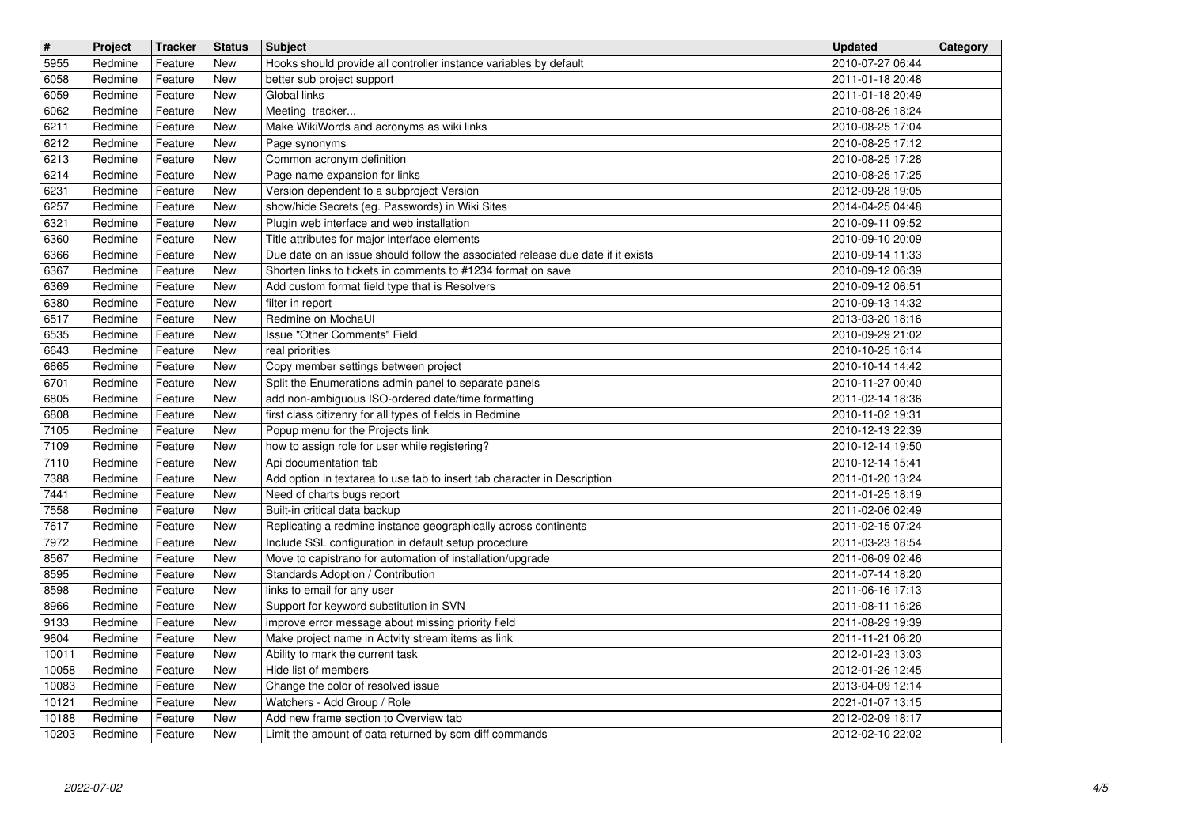| # | Project | Tracker | Status | Subject | Updated | Category |
| --- | --- | --- | --- | --- | --- | --- |
| 5955 | Redmine | Feature | New | Hooks should provide all controller instance variables by default | 2010-07-27 06:44 | |
| 6058 | Redmine | Feature | New | better sub project support | 2011-01-18 20:48 | |
| 6059 | Redmine | Feature | New | Global links | 2011-01-18 20:49 | |
| 6062 | Redmine | Feature | New | Meeting tracker... | 2010-08-26 18:24 | |
| 6211 | Redmine | Feature | New | Make WikiWords and acronyms as wiki links | 2010-08-25 17:04 | |
| 6212 | Redmine | Feature | New | Page synonyms | 2010-08-25 17:12 | |
| 6213 | Redmine | Feature | New | Common acronym definition | 2010-08-25 17:28 | |
| 6214 | Redmine | Feature | New | Page name expansion for links | 2010-08-25 17:25 | |
| 6231 | Redmine | Feature | New | Version dependent to a subproject Version | 2012-09-28 19:05 | |
| 6257 | Redmine | Feature | New | show/hide Secrets (eg. Passwords) in Wiki Sites | 2014-04-25 04:48 | |
| 6321 | Redmine | Feature | New | Plugin web interface and web installation | 2010-09-11 09:52 | |
| 6360 | Redmine | Feature | New | Title attributes for major interface elements | 2010-09-10 20:09 | |
| 6366 | Redmine | Feature | New | Due date on an issue should follow the associated release due date if it exists | 2010-09-14 11:33 | |
| 6367 | Redmine | Feature | New | Shorten links to tickets in comments to #1234 format on save | 2010-09-12 06:39 | |
| 6369 | Redmine | Feature | New | Add custom format field type that is Resolvers | 2010-09-12 06:51 | |
| 6380 | Redmine | Feature | New | filter in report | 2010-09-13 14:32 | |
| 6517 | Redmine | Feature | New | Redmine on MochaUI | 2013-03-20 18:16 | |
| 6535 | Redmine | Feature | New | Issue "Other Comments" Field | 2010-09-29 21:02 | |
| 6643 | Redmine | Feature | New | real priorities | 2010-10-25 16:14 | |
| 6665 | Redmine | Feature | New | Copy member settings between project | 2010-10-14 14:42 | |
| 6701 | Redmine | Feature | New | Split the Enumerations admin panel to separate panels | 2010-11-27 00:40 | |
| 6805 | Redmine | Feature | New | add non-ambiguous ISO-ordered date/time formatting | 2011-02-14 18:36 | |
| 6808 | Redmine | Feature | New | first class citizenry for all types of fields in Redmine | 2010-11-02 19:31 | |
| 7105 | Redmine | Feature | New | Popup menu for the Projects link | 2010-12-13 22:39 | |
| 7109 | Redmine | Feature | New | how to assign role for user while registering? | 2010-12-14 19:50 | |
| 7110 | Redmine | Feature | New | Api documentation tab | 2010-12-14 15:41 | |
| 7388 | Redmine | Feature | New | Add option in textarea to use tab to insert tab character in Description | 2011-01-20 13:24 | |
| 7441 | Redmine | Feature | New | Need of charts bugs report | 2011-01-25 18:19 | |
| 7558 | Redmine | Feature | New | Built-in critical data backup | 2011-02-06 02:49 | |
| 7617 | Redmine | Feature | New | Replicating a redmine instance geographically across continents | 2011-02-15 07:24 | |
| 7972 | Redmine | Feature | New | Include SSL configuration in default setup procedure | 2011-03-23 18:54 | |
| 8567 | Redmine | Feature | New | Move to capistrano for automation of installation/upgrade | 2011-06-09 02:46 | |
| 8595 | Redmine | Feature | New | Standards Adoption / Contribution | 2011-07-14 18:20 | |
| 8598 | Redmine | Feature | New | links to email for any user | 2011-06-16 17:13 | |
| 8966 | Redmine | Feature | New | Support for keyword substitution in SVN | 2011-08-11 16:26 | |
| 9133 | Redmine | Feature | New | improve error message about missing priority field | 2011-08-29 19:39 | |
| 9604 | Redmine | Feature | New | Make project name in Actvity stream items as link | 2011-11-21 06:20 | |
| 10011 | Redmine | Feature | New | Ability to mark the current task | 2012-01-23 13:03 | |
| 10058 | Redmine | Feature | New | Hide list of members | 2012-01-26 12:45 | |
| 10083 | Redmine | Feature | New | Change the color of resolved issue | 2013-04-09 12:14 | |
| 10121 | Redmine | Feature | New | Watchers - Add Group / Role | 2021-01-07 13:15 | |
| 10188 | Redmine | Feature | New | Add new frame section to Overview tab | 2012-02-09 18:17 | |
| 10203 | Redmine | Feature | New | Limit the amount of data returned by scm diff commands | 2012-02-10 22:02 | |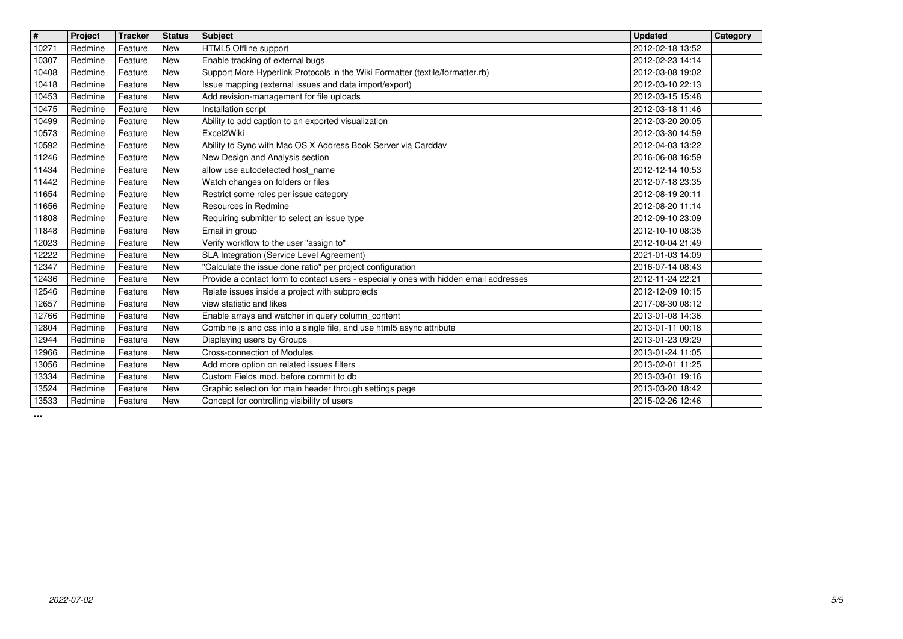| # | Project | Tracker | Status | Subject | Updated | Category |
| --- | --- | --- | --- | --- | --- | --- |
| 10271 | Redmine | Feature | New | HTML5 Offline support | 2012-02-18 13:52 | |
| 10307 | Redmine | Feature | New | Enable tracking of external bugs | 2012-02-23 14:14 | |
| 10408 | Redmine | Feature | New | Support More Hyperlink Protocols in the Wiki Formatter (textile/formatter.rb) | 2012-03-08 19:02 | |
| 10418 | Redmine | Feature | New | Issue mapping (external issues and data import/export) | 2012-03-10 22:13 | |
| 10453 | Redmine | Feature | New | Add revision-management for file uploads | 2012-03-15 15:48 | |
| 10475 | Redmine | Feature | New | Installation script | 2012-03-18 11:46 | |
| 10499 | Redmine | Feature | New | Ability to add caption to an exported visualization | 2012-03-20 20:05 | |
| 10573 | Redmine | Feature | New | Excel2Wiki | 2012-03-30 14:59 | |
| 10592 | Redmine | Feature | New | Ability to Sync with Mac OS X Address Book Server via Carddav | 2012-04-03 13:22 | |
| 11246 | Redmine | Feature | New | New Design and Analysis section | 2016-06-08 16:59 | |
| 11434 | Redmine | Feature | New | allow use autodetected host_name | 2012-12-14 10:53 | |
| 11442 | Redmine | Feature | New | Watch changes on folders or files | 2012-07-18 23:35 | |
| 11654 | Redmine | Feature | New | Restrict some roles per issue category | 2012-08-19 20:11 | |
| 11656 | Redmine | Feature | New | Resources in Redmine | 2012-08-20 11:14 | |
| 11808 | Redmine | Feature | New | Requiring submitter to select an issue type | 2012-09-10 23:09 | |
| 11848 | Redmine | Feature | New | Email in group | 2012-10-10 08:35 | |
| 12023 | Redmine | Feature | New | Verify workflow to the user "assign to" | 2012-10-04 21:49 | |
| 12222 | Redmine | Feature | New | SLA Integration (Service Level Agreement) | 2021-01-03 14:09 | |
| 12347 | Redmine | Feature | New | "Calculate the issue done ratio" per project configuration | 2016-07-14 08:43 | |
| 12436 | Redmine | Feature | New | Provide a contact form to contact users - especially ones with hidden email addresses | 2012-11-24 22:21 | |
| 12546 | Redmine | Feature | New | Relate issues inside a project with subprojects | 2012-12-09 10:15 | |
| 12657 | Redmine | Feature | New | view statistic and likes | 2017-08-30 08:12 | |
| 12766 | Redmine | Feature | New | Enable arrays and watcher in query column_content | 2013-01-08 14:36 | |
| 12804 | Redmine | Feature | New | Combine js and css into a single file, and use html5 async attribute | 2013-01-11 00:18 | |
| 12944 | Redmine | Feature | New | Displaying users by Groups | 2013-01-23 09:29 | |
| 12966 | Redmine | Feature | New | Cross-connection of Modules | 2013-01-24 11:05 | |
| 13056 | Redmine | Feature | New | Add more option on related issues filters | 2013-02-01 11:25 | |
| 13334 | Redmine | Feature | New | Custom Fields mod. before commit to db | 2013-03-01 19:16 | |
| 13524 | Redmine | Feature | New | Graphic selection for main header through settings page | 2013-03-20 18:42 | |
| 13533 | Redmine | Feature | New | Concept for controlling visibility of users | 2015-02-26 12:46 | |

...